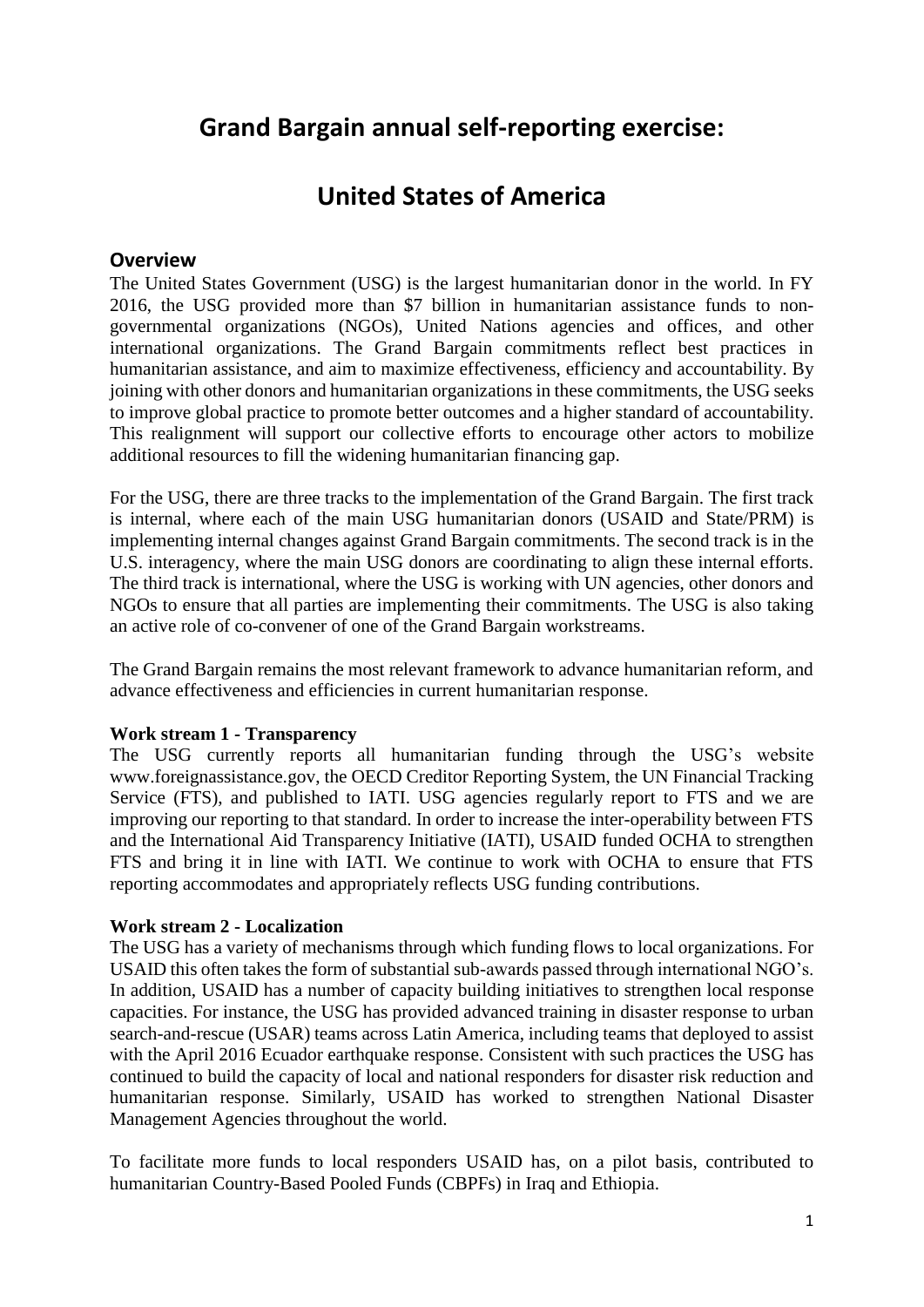# Grand Bargain annual self-reporting exercise:

# United States of America

## Overview

The United States Government (USG) is the largest humanitarian donor in the world. In FY 2016, the USG provided more than $7 billion in humanitarian assistance funds to non-governmental organizations (NGOs), United Nations agencies and offices, and other international organizations. The Grand Bargain commitments reflect best practices in humanitarian assistance, and aim to maximize effectiveness, efficiency and accountability. By joining with other donors and humanitarian organizations in these commitments, the USG seeks to improve global practice to promote better outcomes and a higher standard of accountability. This realignment will support our collective efforts to encourage other actors to mobilize additional resources to fill the widening humanitarian financing gap.

For the USG, there are three tracks to the implementation of the Grand Bargain. The first track is internal, where each of the main USG humanitarian donors (USAID and State/PRM) is implementing internal changes against Grand Bargain commitments. The second track is in the U.S. interagency, where the main USG donors are coordinating to align these internal efforts. The third track is international, where the USG is working with UN agencies, other donors and NGOs to ensure that all parties are implementing their commitments. The USG is also taking an active role of co-convener of one of the Grand Bargain workstreams.

The Grand Bargain remains the most relevant framework to advance humanitarian reform, and advance effectiveness and efficiencies in current humanitarian response.

**Work stream 1 - Transparency**

The USG currently reports all humanitarian funding through the USG's website www.foreignassistance.gov, the OECD Creditor Reporting System, the UN Financial Tracking Service (FTS), and published to IATI. USG agencies regularly report to FTS and we are improving our reporting to that standard. In order to increase the inter-operability between FTS and the International Aid Transparency Initiative (IATI), USAID funded OCHA to strengthen FTS and bring it in line with IATI. We continue to work with OCHA to ensure that FTS reporting accommodates and appropriately reflects USG funding contributions.

**Work stream 2 - Localization**

The USG has a variety of mechanisms through which funding flows to local organizations. For USAID this often takes the form of substantial sub-awards passed through international NGO's. In addition, USAID has a number of capacity building initiatives to strengthen local response capacities. For instance, the USG has provided advanced training in disaster response to urban search-and-rescue (USAR) teams across Latin America, including teams that deployed to assist with the April 2016 Ecuador earthquake response. Consistent with such practices the USG has continued to build the capacity of local and national responders for disaster risk reduction and humanitarian response. Similarly, USAID has worked to strengthen National Disaster Management Agencies throughout the world.

To facilitate more funds to local responders USAID has, on a pilot basis, contributed to humanitarian Country-Based Pooled Funds (CBPFs) in Iraq and Ethiopia.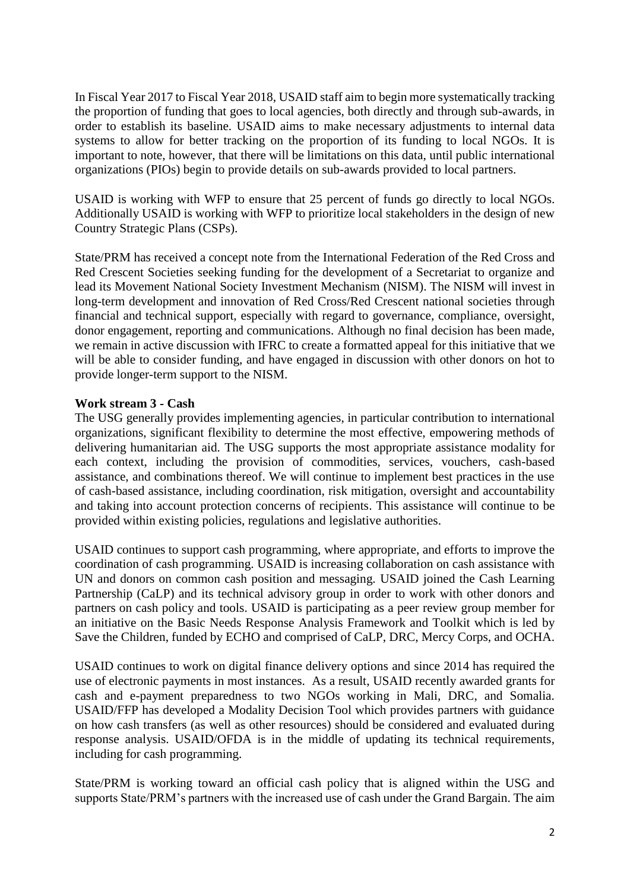In Fiscal Year 2017 to Fiscal Year 2018, USAID staff aim to begin more systematically tracking the proportion of funding that goes to local agencies, both directly and through sub-awards, in order to establish its baseline. USAID aims to make necessary adjustments to internal data systems to allow for better tracking on the proportion of its funding to local NGOs. It is important to note, however, that there will be limitations on this data, until public international organizations (PIOs) begin to provide details on sub-awards provided to local partners.

USAID is working with WFP to ensure that 25 percent of funds go directly to local NGOs. Additionally USAID is working with WFP to prioritize local stakeholders in the design of new Country Strategic Plans (CSPs).

State/PRM has received a concept note from the International Federation of the Red Cross and Red Crescent Societies seeking funding for the development of a Secretariat to organize and lead its Movement National Society Investment Mechanism (NISM). The NISM will invest in long-term development and innovation of Red Cross/Red Crescent national societies through financial and technical support, especially with regard to governance, compliance, oversight, donor engagement, reporting and communications. Although no final decision has been made, we remain in active discussion with IFRC to create a formatted appeal for this initiative that we will be able to consider funding, and have engaged in discussion with other donors on hot to provide longer-term support to the NISM.

**Work stream 3 - Cash**

The USG generally provides implementing agencies, in particular contribution to international organizations, significant flexibility to determine the most effective, empowering methods of delivering humanitarian aid. The USG supports the most appropriate assistance modality for each context, including the provision of commodities, services, vouchers, cash-based assistance, and combinations thereof. We will continue to implement best practices in the use of cash-based assistance, including coordination, risk mitigation, oversight and accountability and taking into account protection concerns of recipients. This assistance will continue to be provided within existing policies, regulations and legislative authorities.

USAID continues to support cash programming, where appropriate, and efforts to improve the coordination of cash programming. USAID is increasing collaboration on cash assistance with UN and donors on common cash position and messaging. USAID joined the Cash Learning Partnership (CaLP) and its technical advisory group in order to work with other donors and partners on cash policy and tools. USAID is participating as a peer review group member for an initiative on the Basic Needs Response Analysis Framework and Toolkit which is led by Save the Children, funded by ECHO and comprised of CaLP, DRC, Mercy Corps, and OCHA.

USAID continues to work on digital finance delivery options and since 2014 has required the use of electronic payments in most instances. As a result, USAID recently awarded grants for cash and e-payment preparedness to two NGOs working in Mali, DRC, and Somalia. USAID/FFP has developed a Modality Decision Tool which provides partners with guidance on how cash transfers (as well as other resources) should be considered and evaluated during response analysis. USAID/OFDA is in the middle of updating its technical requirements, including for cash programming.

State/PRM is working toward an official cash policy that is aligned within the USG and supports State/PRM's partners with the increased use of cash under the Grand Bargain. The aim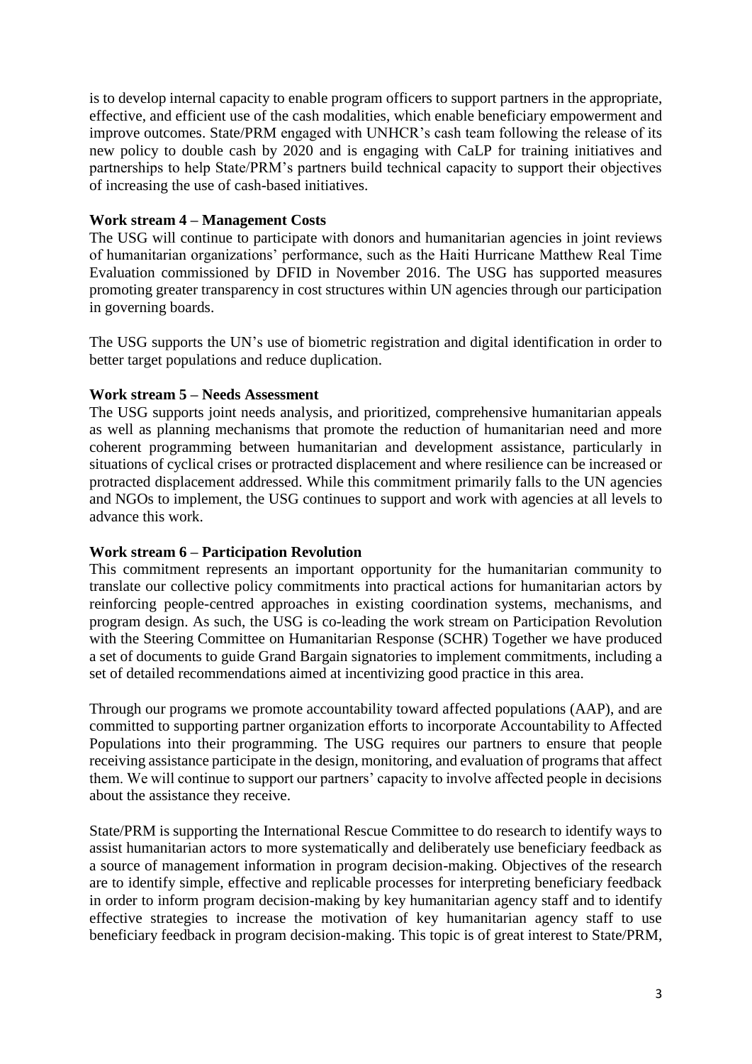is to develop internal capacity to enable program officers to support partners in the appropriate, effective, and efficient use of the cash modalities, which enable beneficiary empowerment and improve outcomes. State/PRM engaged with UNHCR's cash team following the release of its new policy to double cash by 2020 and is engaging with CaLP for training initiatives and partnerships to help State/PRM's partners build technical capacity to support their objectives of increasing the use of cash-based initiatives.

**Work stream 4 – Management Costs**

The USG will continue to participate with donors and humanitarian agencies in joint reviews of humanitarian organizations' performance, such as the Haiti Hurricane Matthew Real Time Evaluation commissioned by DFID in November 2016. The USG has supported measures promoting greater transparency in cost structures within UN agencies through our participation in governing boards.

The USG supports the UN's use of biometric registration and digital identification in order to better target populations and reduce duplication.

**Work stream 5 – Needs Assessment**

The USG supports joint needs analysis, and prioritized, comprehensive humanitarian appeals as well as planning mechanisms that promote the reduction of humanitarian need and more coherent programming between humanitarian and development assistance, particularly in situations of cyclical crises or protracted displacement and where resilience can be increased or protracted displacement addressed. While this commitment primarily falls to the UN agencies and NGOs to implement, the USG continues to support and work with agencies at all levels to advance this work.

**Work stream 6 – Participation Revolution**

This commitment represents an important opportunity for the humanitarian community to translate our collective policy commitments into practical actions for humanitarian actors by reinforcing people-centred approaches in existing coordination systems, mechanisms, and program design. As such, the USG is co-leading the work stream on Participation Revolution with the Steering Committee on Humanitarian Response (SCHR) Together we have produced a set of documents to guide Grand Bargain signatories to implement commitments, including a set of detailed recommendations aimed at incentivizing good practice in this area.

Through our programs we promote accountability toward affected populations (AAP), and are committed to supporting partner organization efforts to incorporate Accountability to Affected Populations into their programming. The USG requires our partners to ensure that people receiving assistance participate in the design, monitoring, and evaluation of programs that affect them. We will continue to support our partners' capacity to involve affected people in decisions about the assistance they receive.

State/PRM is supporting the International Rescue Committee to do research to identify ways to assist humanitarian actors to more systematically and deliberately use beneficiary feedback as a source of management information in program decision-making. Objectives of the research are to identify simple, effective and replicable processes for interpreting beneficiary feedback in order to inform program decision-making by key humanitarian agency staff and to identify effective strategies to increase the motivation of key humanitarian agency staff to use beneficiary feedback in program decision-making. This topic is of great interest to State/PRM,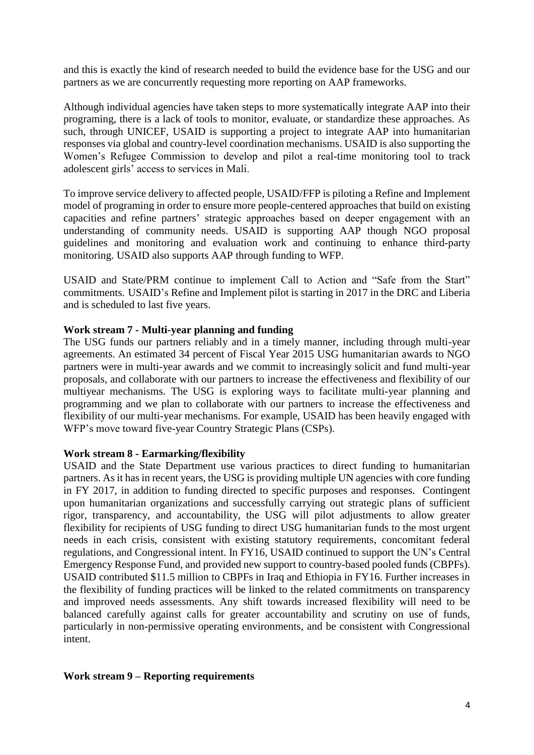and this is exactly the kind of research needed to build the evidence base for the USG and our partners as we are concurrently requesting more reporting on AAP frameworks.

Although individual agencies have taken steps to more systematically integrate AAP into their programing, there is a lack of tools to monitor, evaluate, or standardize these approaches. As such, through UNICEF, USAID is supporting a project to integrate AAP into humanitarian responses via global and country-level coordination mechanisms. USAID is also supporting the Women's Refugee Commission to develop and pilot a real-time monitoring tool to track adolescent girls' access to services in Mali.

To improve service delivery to affected people, USAID/FFP is piloting a Refine and Implement model of programing in order to ensure more people-centered approaches that build on existing capacities and refine partners' strategic approaches based on deeper engagement with an understanding of community needs. USAID is supporting AAP though NGO proposal guidelines and monitoring and evaluation work and continuing to enhance third-party monitoring. USAID also supports AAP through funding to WFP.

USAID and State/PRM continue to implement Call to Action and "Safe from the Start" commitments. USAID's Refine and Implement pilot is starting in 2017 in the DRC and Liberia and is scheduled to last five years.

**Work stream 7 - Multi-year planning and funding**

The USG funds our partners reliably and in a timely manner, including through multi-year agreements. An estimated 34 percent of Fiscal Year 2015 USG humanitarian awards to NGO partners were in multi-year awards and we commit to increasingly solicit and fund multi-year proposals, and collaborate with our partners to increase the effectiveness and flexibility of our multiyear mechanisms. The USG is exploring ways to facilitate multi-year planning and programming and we plan to collaborate with our partners to increase the effectiveness and flexibility of our multi-year mechanisms. For example, USAID has been heavily engaged with WFP's move toward five-year Country Strategic Plans (CSPs).

**Work stream 8 - Earmarking/flexibility**

USAID and the State Department use various practices to direct funding to humanitarian partners. As it has in recent years, the USG is providing multiple UN agencies with core funding in FY 2017, in addition to funding directed to specific purposes and responses. Contingent upon humanitarian organizations and successfully carrying out strategic plans of sufficient rigor, transparency, and accountability, the USG will pilot adjustments to allow greater flexibility for recipients of USG funding to direct USG humanitarian funds to the most urgent needs in each crisis, consistent with existing statutory requirements, concomitant federal regulations, and Congressional intent. In FY16, USAID continued to support the UN's Central Emergency Response Fund, and provided new support to country-based pooled funds (CBPFs). USAID contributed $11.5 million to CBPFs in Iraq and Ethiopia in FY16. Further increases in the flexibility of funding practices will be linked to the related commitments on transparency and improved needs assessments. Any shift towards increased flexibility will need to be balanced carefully against calls for greater accountability and scrutiny on use of funds, particularly in non-permissive operating environments, and be consistent with Congressional intent.

**Work stream 9 – Reporting requirements**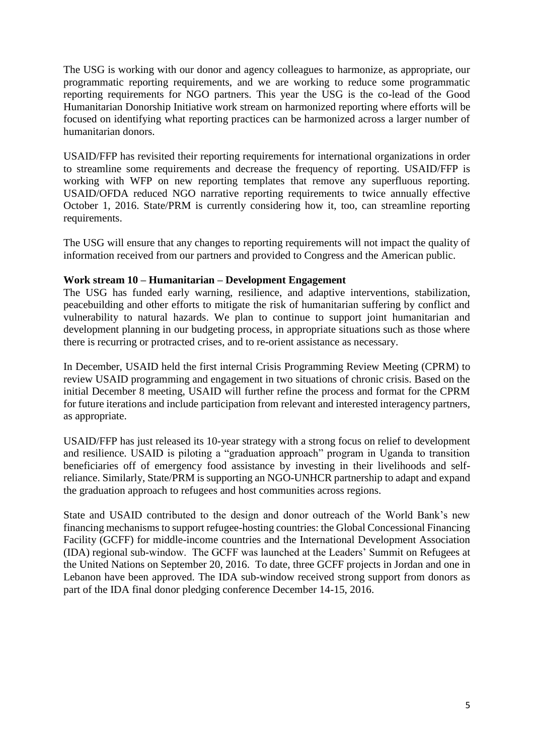The USG is working with our donor and agency colleagues to harmonize, as appropriate, our programmatic reporting requirements, and we are working to reduce some programmatic reporting requirements for NGO partners. This year the USG is the co-lead of the Good Humanitarian Donorship Initiative work stream on harmonized reporting where efforts will be focused on identifying what reporting practices can be harmonized across a larger number of humanitarian donors.

USAID/FFP has revisited their reporting requirements for international organizations in order to streamline some requirements and decrease the frequency of reporting. USAID/FFP is working with WFP on new reporting templates that remove any superfluous reporting. USAID/OFDA reduced NGO narrative reporting requirements to twice annually effective October 1, 2016. State/PRM is currently considering how it, too, can streamline reporting requirements.

The USG will ensure that any changes to reporting requirements will not impact the quality of information received from our partners and provided to Congress and the American public.

**Work stream 10 – Humanitarian – Development Engagement**

The USG has funded early warning, resilience, and adaptive interventions, stabilization, peacebuilding and other efforts to mitigate the risk of humanitarian suffering by conflict and vulnerability to natural hazards. We plan to continue to support joint humanitarian and development planning in our budgeting process, in appropriate situations such as those where there is recurring or protracted crises, and to re-orient assistance as necessary.

In December, USAID held the first internal Crisis Programming Review Meeting (CPRM) to review USAID programming and engagement in two situations of chronic crisis. Based on the initial December 8 meeting, USAID will further refine the process and format for the CPRM for future iterations and include participation from relevant and interested interagency partners, as appropriate.

USAID/FFP has just released its 10-year strategy with a strong focus on relief to development and resilience. USAID is piloting a "graduation approach" program in Uganda to transition beneficiaries off of emergency food assistance by investing in their livelihoods and self-reliance. Similarly, State/PRM is supporting an NGO-UNHCR partnership to adapt and expand the graduation approach to refugees and host communities across regions.

State and USAID contributed to the design and donor outreach of the World Bank's new financing mechanisms to support refugee-hosting countries: the Global Concessional Financing Facility (GCFF) for middle-income countries and the International Development Association (IDA) regional sub-window. The GCFF was launched at the Leaders' Summit on Refugees at the United Nations on September 20, 2016. To date, three GCFF projects in Jordan and one in Lebanon have been approved. The IDA sub-window received strong support from donors as part of the IDA final donor pledging conference December 14-15, 2016.